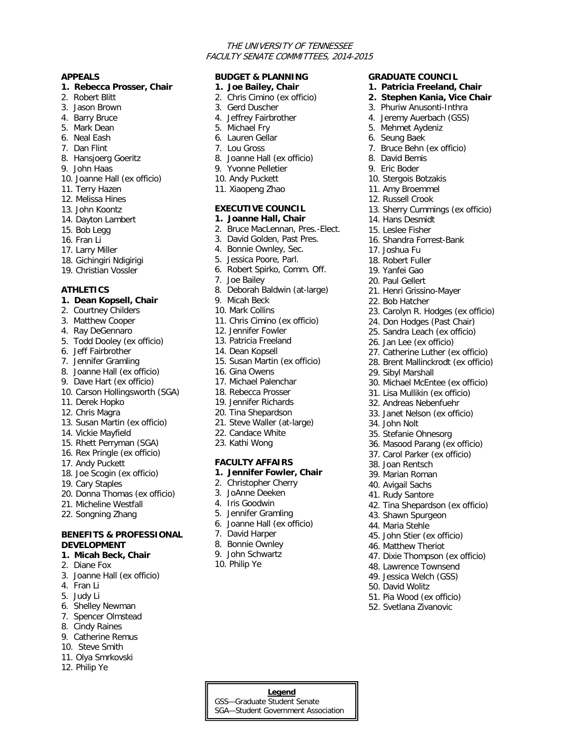*THE UNIVERSITY OF TENNESSEE*
*FACULTY SENATE COMMITTEES, 2014-2015*

**APPEALS**

1. **Rebecca Prosser, Chair**
2. Robert Blitt
3. Jason Brown
4. Barry Bruce
5. Mark Dean
6. Neal Eash
7. Dan Flint
8. Hansjoerg Goeritz
9. John Haas
10. Joanne Hall (ex officio)
11. Terry Hazen
12. Melissa Hines
13. John Koontz
14. Dayton Lambert
15. Bob Legg
16. Fran Li
17. Larry Miller
18. Gichingiri Ndigirigi
19. Christian Vossler

**ATHLETICS**

1. **Dean Kopsell, Chair**
2. Courtney Childers
3. Matthew Cooper
4. Ray DeGennaro
5. Todd Dooley (ex officio)
6. Jeff Fairbrother
7. Jennifer Gramling
8. Joanne Hall (ex officio)
9. Dave Hart (ex officio)
10. Carson Hollingsworth (SGA)
11. Derek Hopko
12. Chris Magra
13. Susan Martin (ex officio)
14. Vickie Mayfield
15. Rhett Perryman (SGA)
16. Rex Pringle (ex officio)
17. Andy Puckett
18. Joe Scogin (ex officio)
19. Cary Staples
20. Donna Thomas (ex officio)
21. Micheline Westfall
22. Songning Zhang

**BENEFITS & PROFESSIONAL DEVELOPMENT**

1. **Micah Beck, Chair**
2. Diane Fox
3. Joanne Hall (ex officio)
4. Fran Li
5. Judy Li
6. Shelley Newman
7. Spencer Olmstead
8. Cindy Raines
9. Catherine Remus
10. Steve Smith
11. Olya Smrkovski
12. Philip Ye

**BUDGET & PLANNING**

1. **Joe Bailey, Chair**
2. Chris Cimino (ex officio)
3. Gerd Duscher
4. Jeffrey Fairbrother
5. Michael Fry
6. Lauren Gellar
7. Lou Gross
8. Joanne Hall (ex officio)
9. Yvonne Pelletier
10. Andy Puckett
11. Xiaopeng Zhao

**EXECUTIVE COUNCIL**

1. **Joanne Hall, Chair**
2. Bruce MacLennan, Pres.-Elect.
3. David Golden, Past Pres.
4. Bonnie Ownley, Sec.
5. Jessica Poore, Parl.
6. Robert Spirko, Comm. Off.
7. Joe Bailey
8. Deborah Baldwin (at-large)
9. Micah Beck
10. Mark Collins
11. Chris Cimino (ex officio)
12. Jennifer Fowler
13. Patricia Freeland
14. Dean Kopsell
15. Susan Martin (ex officio)
16. Gina Owens
17. Michael Palenchar
18. Rebecca Prosser
19. Jennifer Richards
20. Tina Shepardson
21. Steve Waller (at-large)
22. Candace White
23. Kathi Wong

**FACULTY AFFAIRS**

1. **Jennifer Fowler, Chair**
2. Christopher Cherry
3. JoAnne Deeken
4. Iris Goodwin
5. Jennifer Gramling
6. Joanne Hall (ex officio)
7. David Harper
8. Bonnie Ownley
9. John Schwartz
10. Philip Ye

**GRADUATE COUNCIL**

1. **Patricia Freeland, Chair**
2. **Stephen Kania, Vice Chair**
3. Phuriw Anusonti-Inthra
4. Jeremy Auerbach (GSS)
5. Mehmet Aydeniz
6. Seung Baek
7. Bruce Behn (ex officio)
8. David Bemis
9. Eric Boder
10. Stergois Botzakis
11. Amy Broemmel
12. Russell Crook
13. Sherry Cummings (ex officio)
14. Hans Desmidt
15. Leslee Fisher
16. Shandra Forrest-Bank
17. Joshua Fu
18. Robert Fuller
19. Yanfei Gao
20. Paul Gellert
21. Henri Grissino-Mayer
22. Bob Hatcher
23. Carolyn R. Hodges (ex officio)
24. Don Hodges (Past Chair)
25. Sandra Leach (ex officio)
26. Jan Lee (ex officio)
27. Catherine Luther (ex officio)
28. Brent Mallinckrodt (ex officio)
29. Sibyl Marshall
30. Michael McEntee (ex officio)
31. Lisa Mullikin (ex officio)
32. Andreas Nebenfuehr
33. Janet Nelson (ex officio)
34. John Nolt
35. Stefanie Ohnesorg
36. Masood Parang (ex officio)
37. Carol Parker (ex officio)
38. Joan Rentsch
39. Marian Roman
40. Avigail Sachs
41. Rudy Santore
42. Tina Shepardson (ex officio)
43. Shawn Spurgeon
44. Maria Stehle
45. John Stier (ex officio)
46. Matthew Theriot
47. Dixie Thompson (ex officio)
48. Lawrence Townsend
49. Jessica Welch (GSS)
50. David Wolitz
51. Pia Wood (ex officio)
52. Svetlana Zivanovic

**Legend**
GSS—Graduate Student Senate
SGA—Student Government Association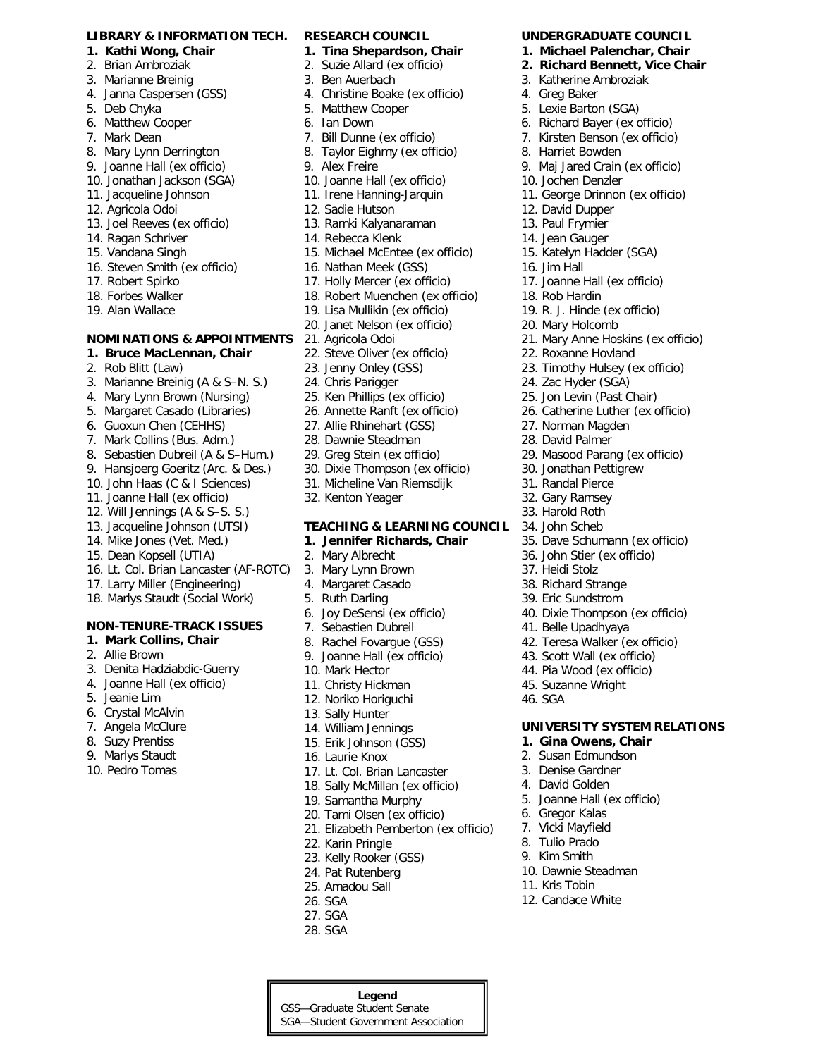**LIBRARY & INFORMATION TECH.**

1. **Kathi Wong, Chair**
2. Brian Ambroziak
3. Marianne Breinig
4. Janna Caspersen (GSS)
5. Deb Chyka
6. Matthew Cooper
7. Mark Dean
8. Mary Lynn Derrington
9. Joanne Hall (ex officio)
10. Jonathan Jackson (SGA)
11. Jacqueline Johnson
12. Agricola Odoi
13. Joel Reeves (ex officio)
14. Ragan Schriver
15. Vandana Singh
16. Steven Smith (ex officio)
17. Robert Spirko
18. Forbes Walker
19. Alan Wallace

**NOMINATIONS & APPOINTMENTS**

1. **Bruce MacLennan, Chair**
2. Rob Blitt (Law)
3. Marianne Breinig (A & S–N. S.)
4. Mary Lynn Brown (Nursing)
5. Margaret Casado (Libraries)
6. Guoxun Chen (CEHHS)
7. Mark Collins (Bus. Adm.)
8. Sebastien Dubreil (A & S–Hum.)
9. Hansjoerg Goeritz (Arc. & Des.)
10. John Haas (C & I Sciences)
11. Joanne Hall (ex officio)
12. Will Jennings (A & S–S. S.)
13. Jacqueline Johnson (UTSI)
14. Mike Jones (Vet. Med.)
15. Dean Kopsell (UTIA)
16. Lt. Col. Brian Lancaster (AF-ROTC)
17. Larry Miller (Engineering)
18. Marlys Staudt (Social Work)

**NON-TENURE-TRACK ISSUES**

1. **Mark Collins, Chair**
2. Allie Brown
3. Denita Hadziabdic-Guerry
4. Joanne Hall (ex officio)
5. Jeanie Lim
6. Crystal McAlvin
7. Angela McClure
8. Suzy Prentiss
9. Marlys Staudt
10. Pedro Tomas

**RESEARCH COUNCIL**

1. **Tina Shepardson, Chair**
2. Suzie Allard (ex officio)
3. Ben Auerbach
4. Christine Boake (ex officio)
5. Matthew Cooper
6. Ian Down
7. Bill Dunne (ex officio)
8. Taylor Eighmy (ex officio)
9. Alex Freire
10. Joanne Hall (ex officio)
11. Irene Hanning-Jarquin
12. Sadie Hutson
13. Ramki Kalyanaraman
14. Rebecca Klenk
15. Michael McEntee (ex officio)
16. Nathan Meek (GSS)
17. Holly Mercer (ex officio)
18. Robert Muenchen (ex officio)
19. Lisa Mullikin (ex officio)
20. Janet Nelson (ex officio)
21. Agricola Odoi
22. Steve Oliver (ex officio)
23. Jenny Onley (GSS)
24. Chris Parigger
25. Ken Phillips (ex officio)
26. Annette Ranft (ex officio)
27. Allie Rhinehart (GSS)
28. Dawnie Steadman
29. Greg Stein (ex officio)
30. Dixie Thompson (ex officio)
31. Micheline Van Riemsdijk
32. Kenton Yeager

**TEACHING & LEARNING COUNCIL**

1. **Jennifer Richards, Chair**
2. Mary Albrecht
3. Mary Lynn Brown
4. Margaret Casado
5. Ruth Darling
6. Joy DeSensi (ex officio)
7. Sebastien Dubreil
8. Rachel Fovargue (GSS)
9. Joanne Hall (ex officio)
10. Mark Hector
11. Christy Hickman
12. Noriko Horiguchi
13. Sally Hunter
14. William Jennings
15. Erik Johnson (GSS)
16. Laurie Knox
17. Lt. Col. Brian Lancaster
18. Sally McMillan (ex officio)
19. Samantha Murphy
20. Tami Olsen (ex officio)
21. Elizabeth Pemberton (ex officio)
22. Karin Pringle
23. Kelly Rooker (GSS)
24. Pat Rutenberg
25. Amadou Sall
26. SGA
27. SGA
28. SGA

**UNDERGRADUATE COUNCIL**

1. **Michael Palenchar, Chair**
2. **Richard Bennett, Vice Chair**
3. Katherine Ambroziak
4. Greg Baker
5. Lexie Barton (SGA)
6. Richard Bayer (ex officio)
7. Kirsten Benson (ex officio)
8. Harriet Bowden
9. Maj Jared Crain (ex officio)
10. Jochen Denzler
11. George Drinnon (ex officio)
12. David Dupper
13. Paul Frymier
14. Jean Gauger
15. Katelyn Hadder (SGA)
16. Jim Hall
17. Joanne Hall (ex officio)
18. Rob Hardin
19. R. J. Hinde (ex officio)
20. Mary Holcomb
21. Mary Anne Hoskins (ex officio)
22. Roxanne Hovland
23. Timothy Hulsey (ex officio)
24. Zac Hyder (SGA)
25. Jon Levin (Past Chair)
26. Catherine Luther (ex officio)
27. Norman Magden
28. David Palmer
29. Masood Parang (ex officio)
30. Jonathan Pettigrew
31. Randal Pierce
32. Gary Ramsey
33. Harold Roth
34. John Scheb
35. Dave Schumann (ex officio)
36. John Stier (ex officio)
37. Heidi Stolz
38. Richard Strange
39. Eric Sundstrom
40. Dixie Thompson (ex officio)
41. Belle Upadhyaya
42. Teresa Walker (ex officio)
43. Scott Wall (ex officio)
44. Pia Wood (ex officio)
45. Suzanne Wright
46. SGA

**UNIVERSITY SYSTEM RELATIONS**

1. **Gina Owens, Chair**
2. Susan Edmundson
3. Denise Gardner
4. David Golden
5. Joanne Hall (ex officio)
6. Gregor Kalas
7. Vicki Mayfield
8. Tulio Prado
9. Kim Smith
10. Dawnie Steadman
11. Kris Tobin
12. Candace White

**Legend**

GSS—Graduate Student Senate
SGA—Student Government Association